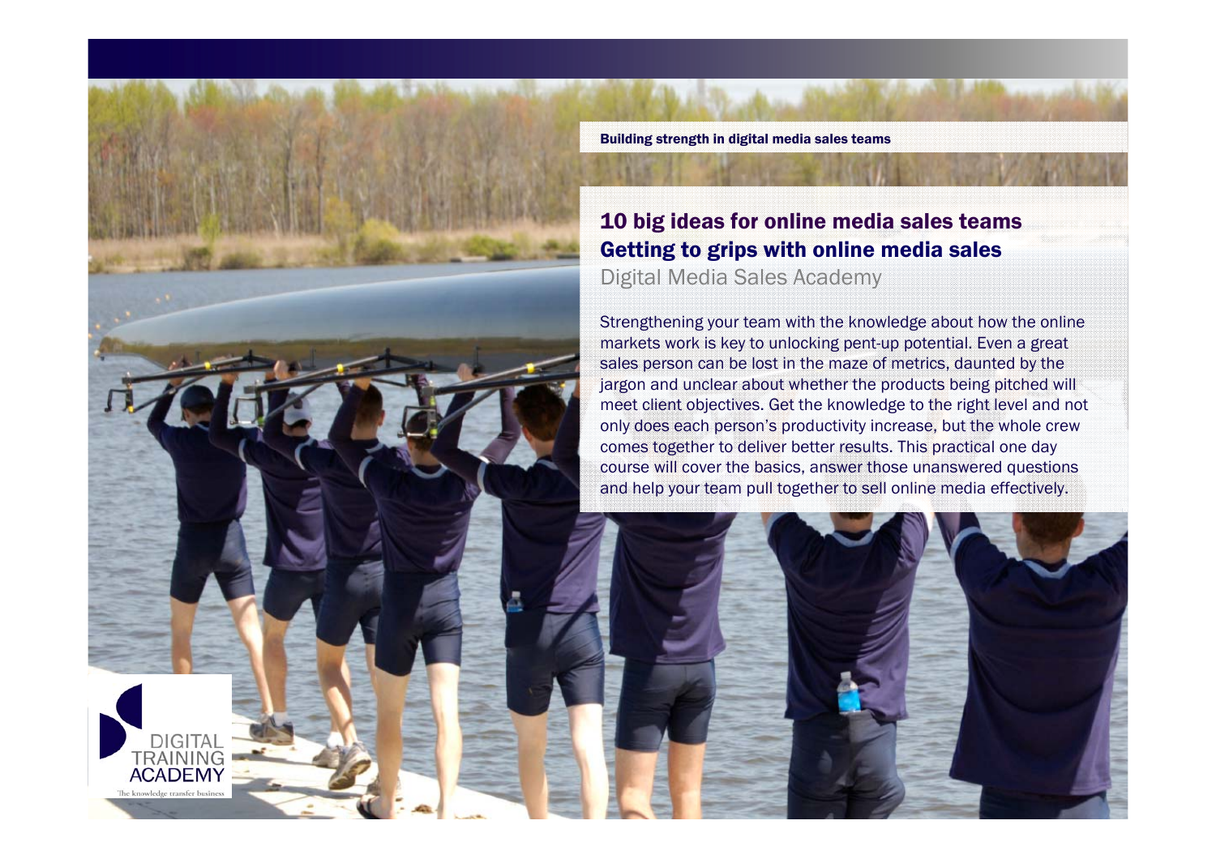Building strength in digital media sales teams

# 10 big ideas for online media sales teams
## Getting to grips with online media sales

Digital Media Sales Academy

Strengthening your team with the knowledge about how the online markets work is key to unlocking pent-up potential. Even a great sales person can be lost in the maze of metrics, daunted by the jargon and unclear about whether the products being pitched will meet client objectives. Get the knowledge to the right level and not only does each person's productivity increase, but the whole crew comes together to deliver better results. This practical one day course will cover the basics, answer those unanswered questions and help your team pull together to sell online media effectively.

DIGITAL TRAINING ACADEMY
The knowledge transfer business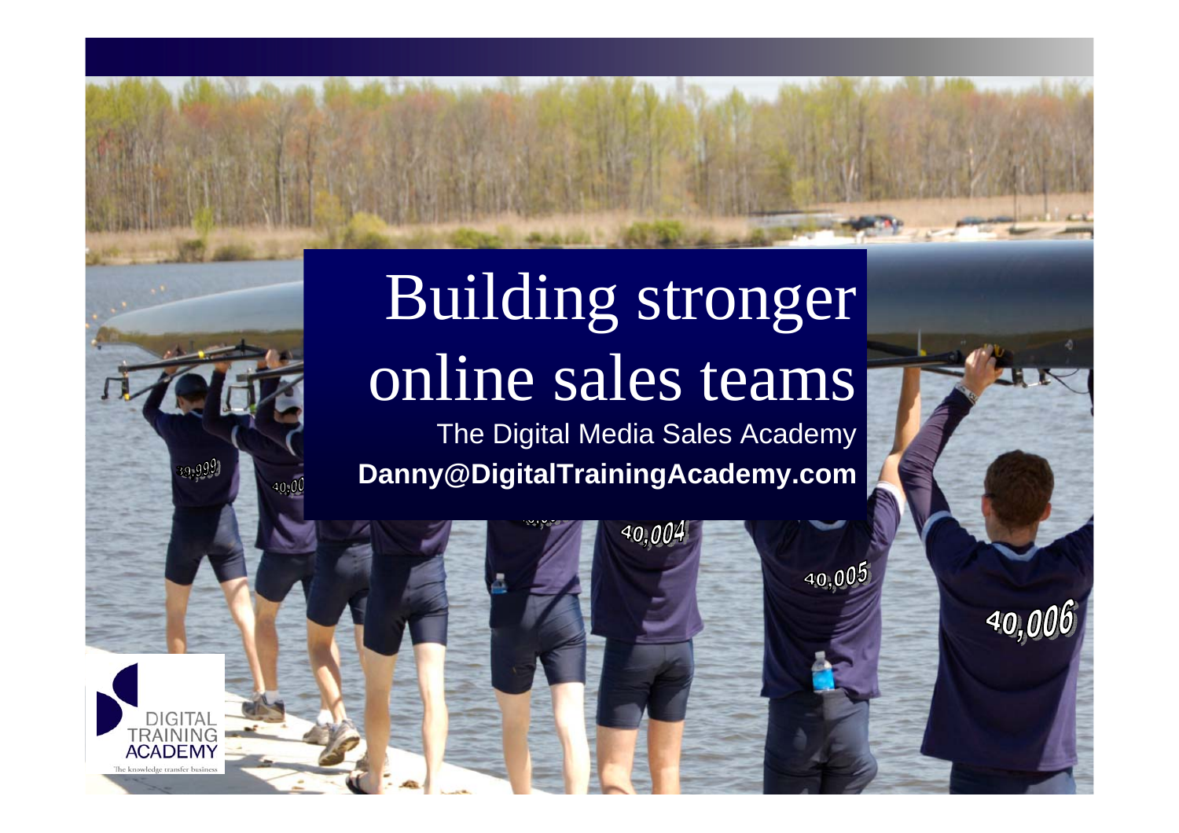# Building stronger online sales teams

The Digital Media Sales Academy

**Danny@DigitalTrainingAcademy.com**

DIGITAL TRAINING ACADEMY

The knowledge transfer business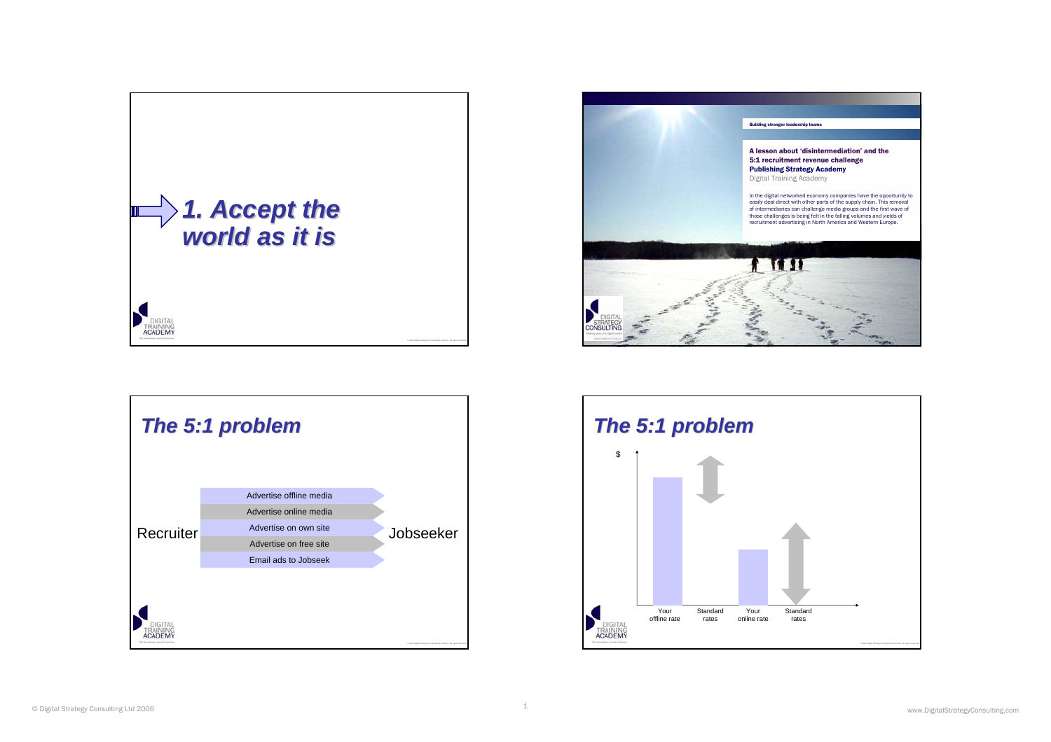## 1. Accept the world as it is

DIGITAL TRAINING ACADEMY

---

Building stronger leadership teams

**A lesson about 'disintermediation' and the 5:1 recruitment revenue challenge**
**Publishing Strategy Academy**
Digital Training Academy

In the digital networked economy companies have the opportunity to easily deal direct with other parts of the supply chain. This removal of intermediaries can challenge media groups and the first wave of those challenges is being felt in the falling volumes and yields of recruitment advertising in North America and Western Europe.

DIGITAL STRATEGY CONSULTING

---

## The 5:1 problem

Recruiter → Jobseeker

- Advertise offline media
- Advertise online media
- Advertise on own site
- Advertise on free site
- Email ads to Jobseek

DIGITAL TRAINING ACADEMY

---

## The 5:1 problem

$

- Your offline rate
- Standard rates
- Your online rate
- Standard rates

DIGITAL TRAINING ACADEMY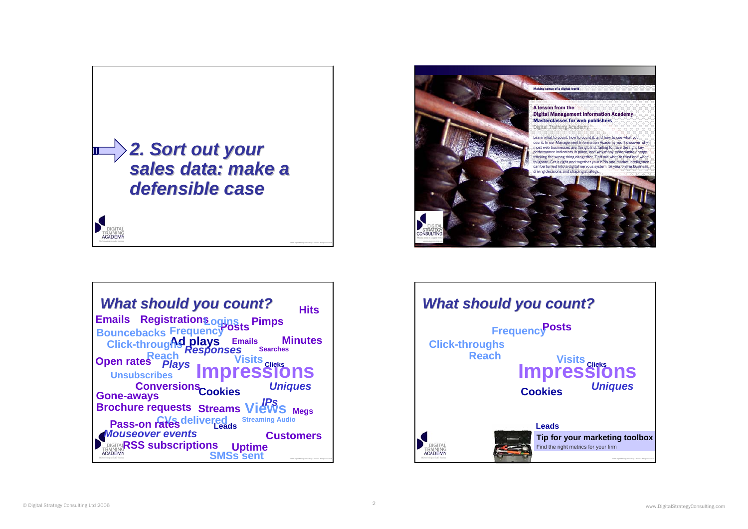## 2. Sort out your sales data: make a defensible case

Making sense of a digital world

A lesson from the
**Digital Management Information Academy**
**Masterclasses for web publishers**
Digital Training Academy

Learn what to count, how to count it, and how to use what you count. In our Management Information Academy you'll discover why most web businesses are flying blind, failing to have the right key performance indicators in place, and why many more waste energy tracking the wrong thing altogether. Find out what to trust and what to ignore. Get it right and together your KPIs and market intelligence can be turned into a digital nervous system for your online business; driving decisions and shaping strategy.

## What should you count?

Hits, Emails, Registrations, Logins, Posts, Pimps, Bouncebacks, Frequency, Click-throughs, Ad plays, Emails, Minutes, Responses, Searches, Open rates, Reach, Plays, Visits, Clicks, Impressions, Unsubscribes, Conversions, Cookies, Uniques, Gone-aways, Brochure requests, Streams, IPs, Views, Megs, Pass-on rates, CVs delivered, Leads, Streaming Audio, Mouseover events, Customers, RSS subscriptions, Uptime, SMSs sent

## What should you count?

Frequency, Posts, Click-throughs, Reach, Visits, Clicks, Impressions, Cookies, Uniques, Leads

**Tip for your marketing toolbox**
Find the right metrics for your firm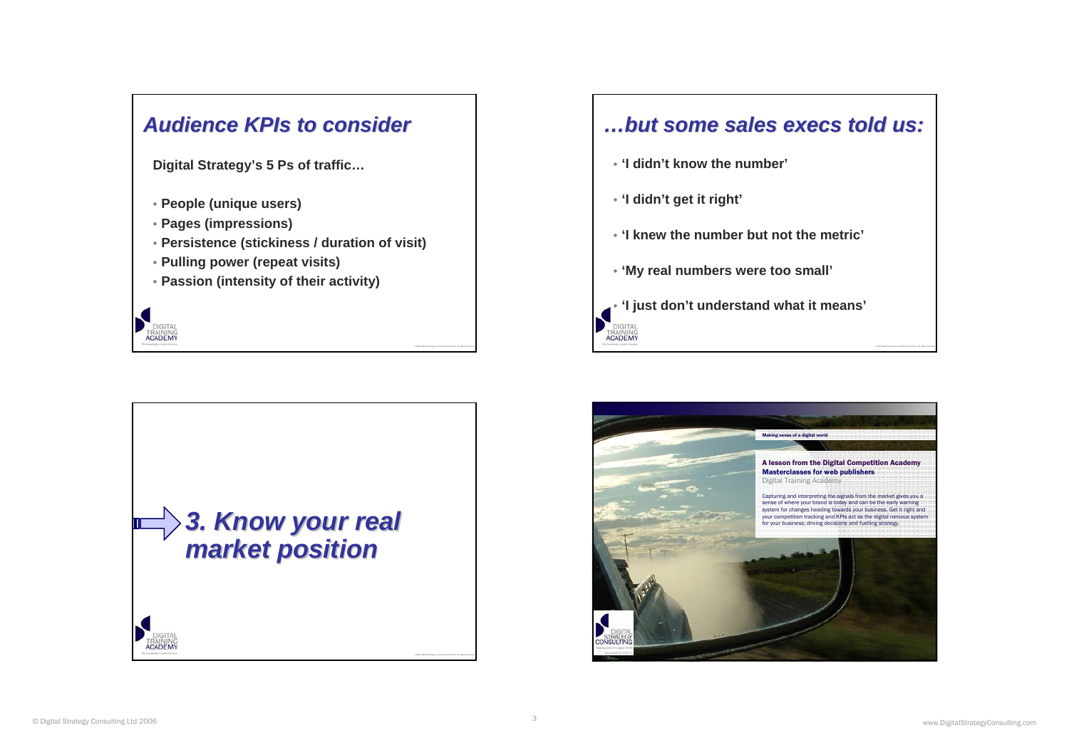## Audience KPIs to consider

**Digital Strategy's 5 Ps of traffic…**

- **People (unique users)**
- **Pages (impressions)**
- **Persistence (stickiness / duration of visit)**
- **Pulling power (repeat visits)**
- **Passion (intensity of their activity)**

## …but some sales execs told us:

- **'I didn't know the number'**
- **'I didn't get it right'**
- **'I knew the number but not the metric'**
- **'My real numbers were too small'**
- **'I just don't understand what it means'**

## 3. Know your real market position

**Making sense of a digital world**

**A lesson from the Digital Competition Academy Masterclasses for web publishers**
Digital Training Academy

Capturing and interpreting the signals from the market gives you a sense of where your brand is today and can be the early warning system for changes heading towards your business. Get it right and your competition tracking and KPIs act as the digital nervous system for your business: driving decisions and fuelling strategy.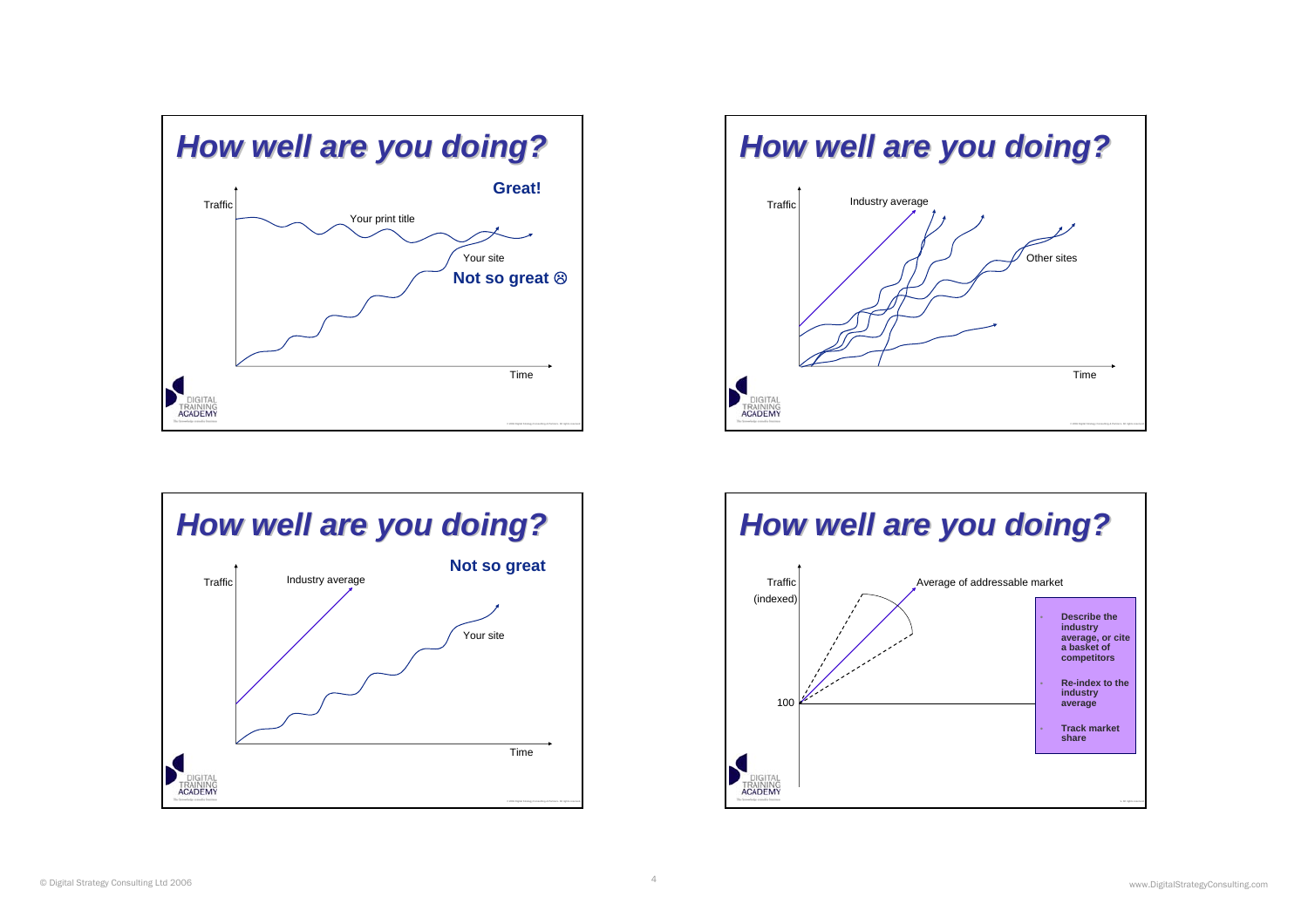## How well are you doing?

Traffic

Great!

Your print title

Your site

Not so great ☹

Time

## How well are you doing?

Traffic

Industry average

Other sites

Time

## How well are you doing?

Traffic

Industry average

Not so great

Your site

Time

## How well are you doing?

Traffic (indexed)

Average of addressable market

100

- **Describe the industry average, or cite a basket of competitors**
- **Re-index to the industry average**
- **Track market share**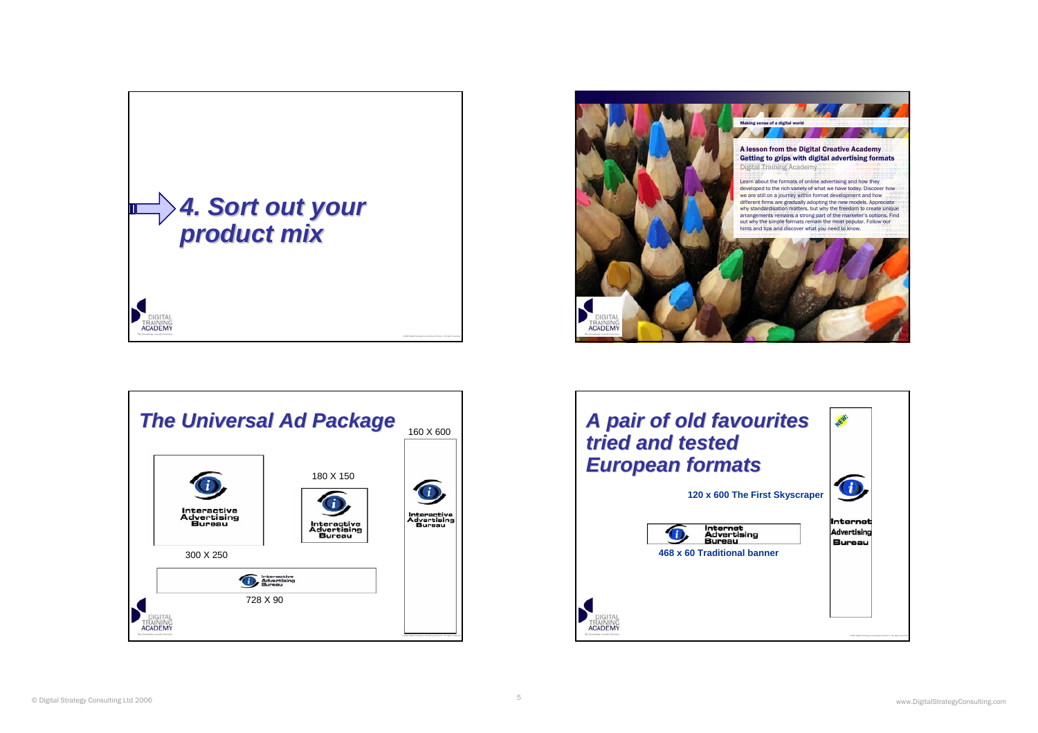## 4. Sort out your product mix

Making sense of a digital world

**A lesson from the Digital Creative Academy**
**Getting to grips with digital advertising formats**
Digital Training Academy

Learn about the formats of online advertising and how they developed to the rich variety of what we have today. Discover how we are still on a journey within format development and how different firms are gradually adopting the new models. Appreciate why standardisation matters, but why the freedom to create unique arrangements remains a strong part of the marketer's options. Find out why the simple formats remain the most popular. Follow our hints and tips and discover what you need to know.

## The Universal Ad Package

160 X 600

180 X 150

300 X 250

728 X 90

## A pair of old favourites tried and tested European formats

NEW!

120 x 600 The First Skyscraper

468 x 60 Traditional banner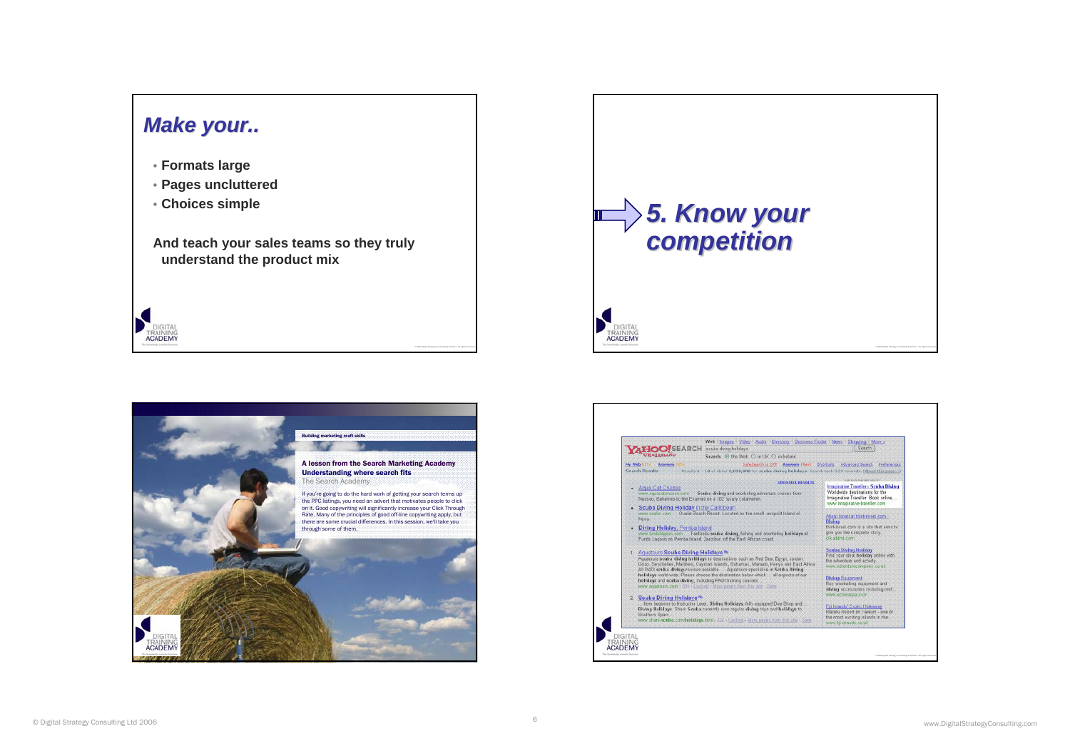## Make your..

- Formats large
- Pages uncluttered
- Choices simple

**And teach your sales teams so they truly understand the product mix**

## 5. Know your competition

Building marketing craft skills

**A lesson from the Search Marketing Academy**
**Understanding where search fits**
The Search Academy

If you're going to do the hard work of getting your search terms up the PPC listings, you need an advert that motivates people to click on it. Good copywriting will significantly increase your Click Through Rate. Many of the principles of good off-line copywriting apply, but there are some crucial differences. In this session, we'll take you through some of them.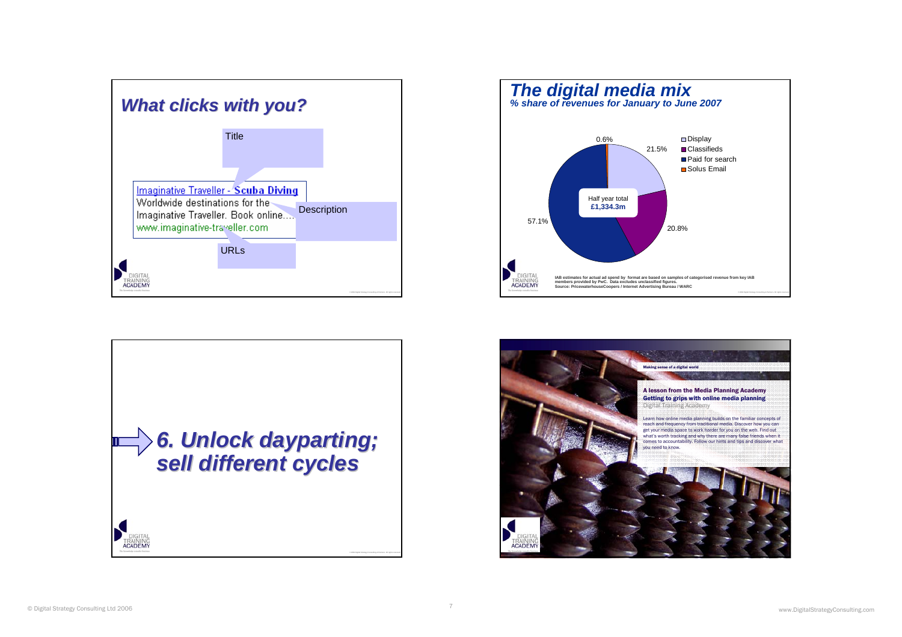## What clicks with you?

Title

Imaginative Traveller - **Scuba Diving**
Worldwide destinations for the Imaginative Traveller. Book online....
www.imaginative-traveller.com

Description

URLs

DIGITAL TRAINING ACADEMY

## The digital media mix

*% share of revenues for January to June 2007*

Half year total **£1,334.3m**

| Format | Share |
|---|---|
| Display | 21.5% |
| Classifieds | 20.8% |
| Paid for search | 57.1% |
| Solus Email | 0.6% |

IAB estimates for actual ad spend by format are based on samples of categorised revenue from key IAB members provided by PwC. Data excludes unclassified figures.
Source: PricewaterhouseCoopers / Internet Advertising Bureau / WARC

DIGITAL TRAINING ACADEMY

## 6. Unlock dayparting; sell different cycles

DIGITAL TRAINING ACADEMY

Making sense of a digital world

**A lesson from the Media Planning Academy**
**Getting to grips with online media planning**
Digital Training Academy

Learn how online media planning builds on the familiar concepts of reach and frequency from traditional media. Discover how you can get your media space to work harder for you on the web. Find out what's worth tracking and why there are many false friends when it comes to accountability. Follow our hints and tips and discover what you need to know.

DIGITAL TRAINING ACADEMY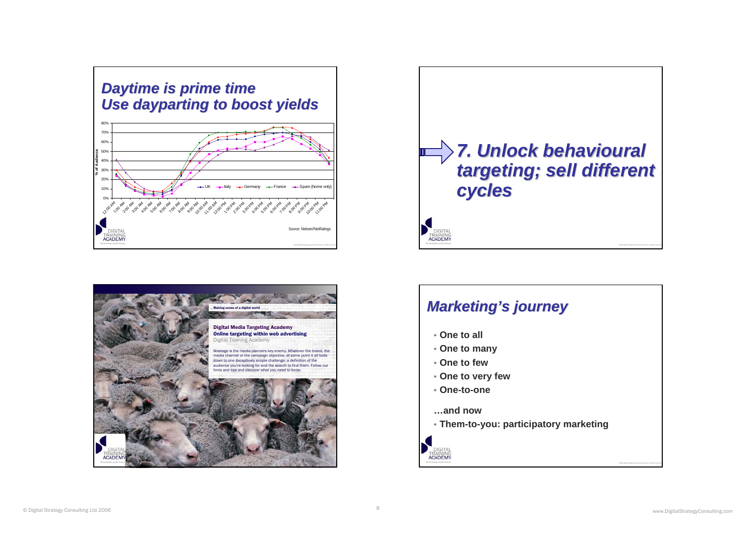## Daytime is prime time
## Use dayparting to boost yields

% of Audience

UK — Italy — Germany — France — Spain (home only)

Source: Nielsen//NetRatings

## 7. Unlock behavioural targeting; sell different cycles

Making sense of a digital world

**Digital Media Targeting Academy**
**Online targeting within web advertising**
Digital Training Academy

Wastage is the media planners key enemy. Whatever the brand, the media channel or the campaign objective, at some point it all boils down to one deceptively simple challenge: a definition of the audience you're looking for and the search to find them. Follow our hints and tips and discover what you need to know.

## Marketing's journey

- **One to all**
- **One to many**
- **One to few**
- **One to very few**
- **One-to-one**

**…and now**

- **Them-to-you: participatory marketing**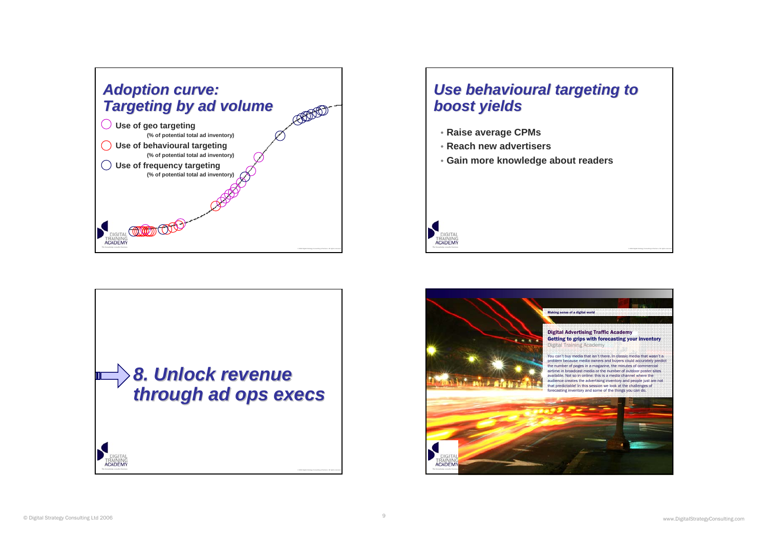## Adoption curve: Targeting by ad volume

- Use of geo targeting (% of potential total ad inventory)
- Use of behavioural targeting (% of potential total ad inventory)
- Use of frequency targeting (% of potential total ad inventory)

## Use behavioural targeting to boost yields

- Raise average CPMs
- Reach new advertisers
- Gain more knowledge about readers

## 8. Unlock revenue through ad ops execs

Making sense of a digital world

**Digital Advertising Traffic Academy**
**Getting to grips with forecasting your inventory**
Digital Training Academy

You can't buy media that isn't there. In classic media that wasn't a problem because media owners and buyers could accurately predict the number of pages in a magazine, the minutes of commercial airtime in broadcast media or the number of outdoor poster sites available. Not so in online: this is a media channel where the audience creates the advertising inventory and people just are not that predictable! In this session we look at the challenges of forecasting inventory and some of the things you can do.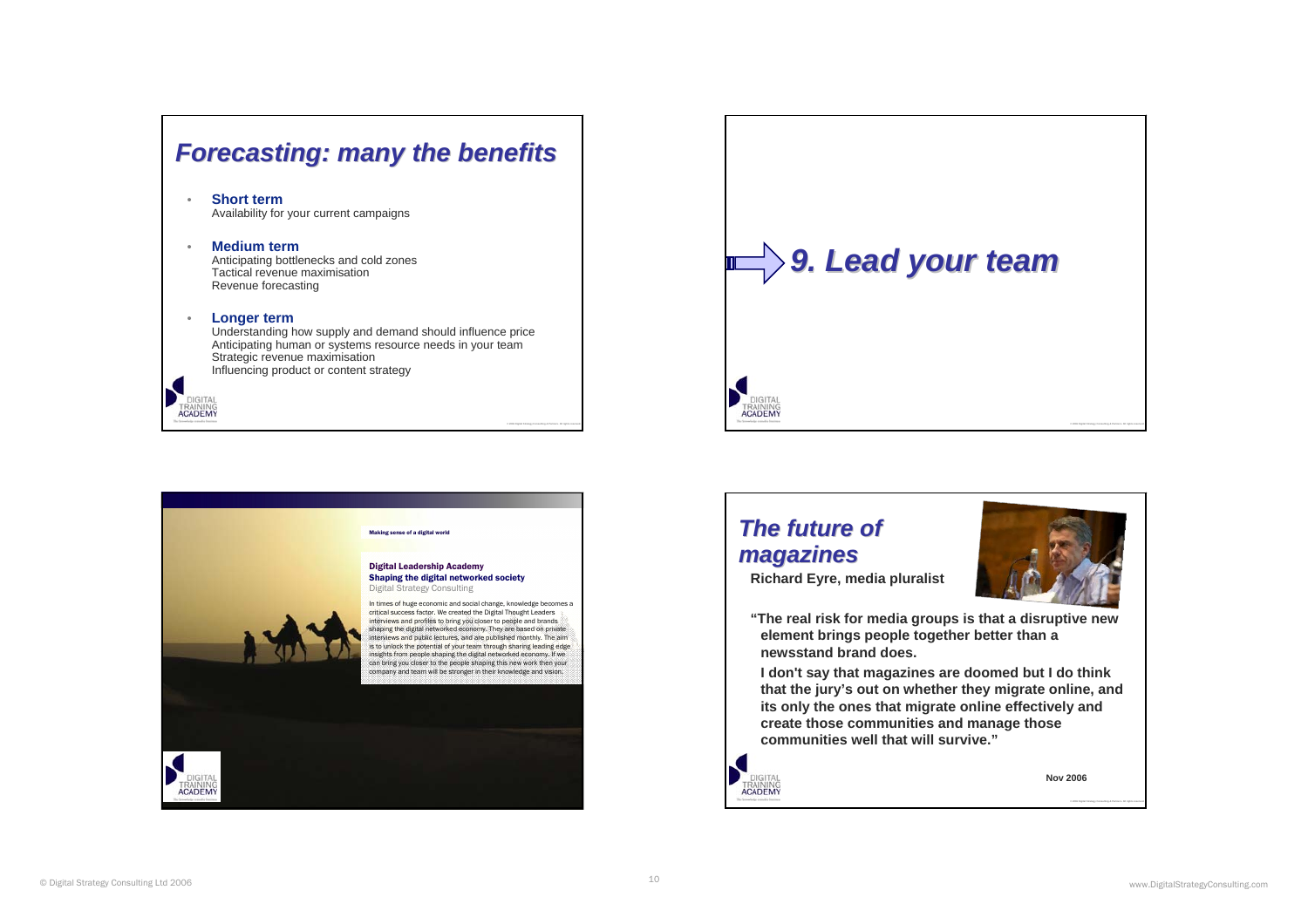## *Forecasting: many the benefits*

- **Short term**
  Availability for your current campaigns

- **Medium term**
  Anticipating bottlenecks and cold zones
  Tactical revenue maximisation
  Revenue forecasting

- **Longer term**
  Understanding how supply and demand should influence price
  Anticipating human or systems resource needs in your team
  Strategic revenue maximisation
  Influencing product or content strategy

## *9. Lead your team*

Making sense of a digital world

**Digital Leadership Academy**
**Shaping the digital networked society**
Digital Strategy Consulting

In times of huge economic and social change, knowledge becomes a critical success factor. We created the Digital Thought Leaders interviews and profiles to bring you closer to people and brands shaping the digital networked economy. They are based on private interviews and public lectures, and are published monthly. The aim is to unlock the potential of your team through sharing leading edge insights from people shaping the digital networked economy. If we can bring you closer to the people shaping this new work then your company and team will be stronger in their knowledge and vision.

## *The future of magazines*

**Richard Eyre, media pluralist**

**"The real risk for media groups is that a disruptive new element brings people together better than a newsstand brand does.**

**I don't say that magazines are doomed but I do think that the jury's out on whether they migrate online, and its only the ones that migrate online effectively and create those communities and manage those communities well that will survive."**

**Nov 2006**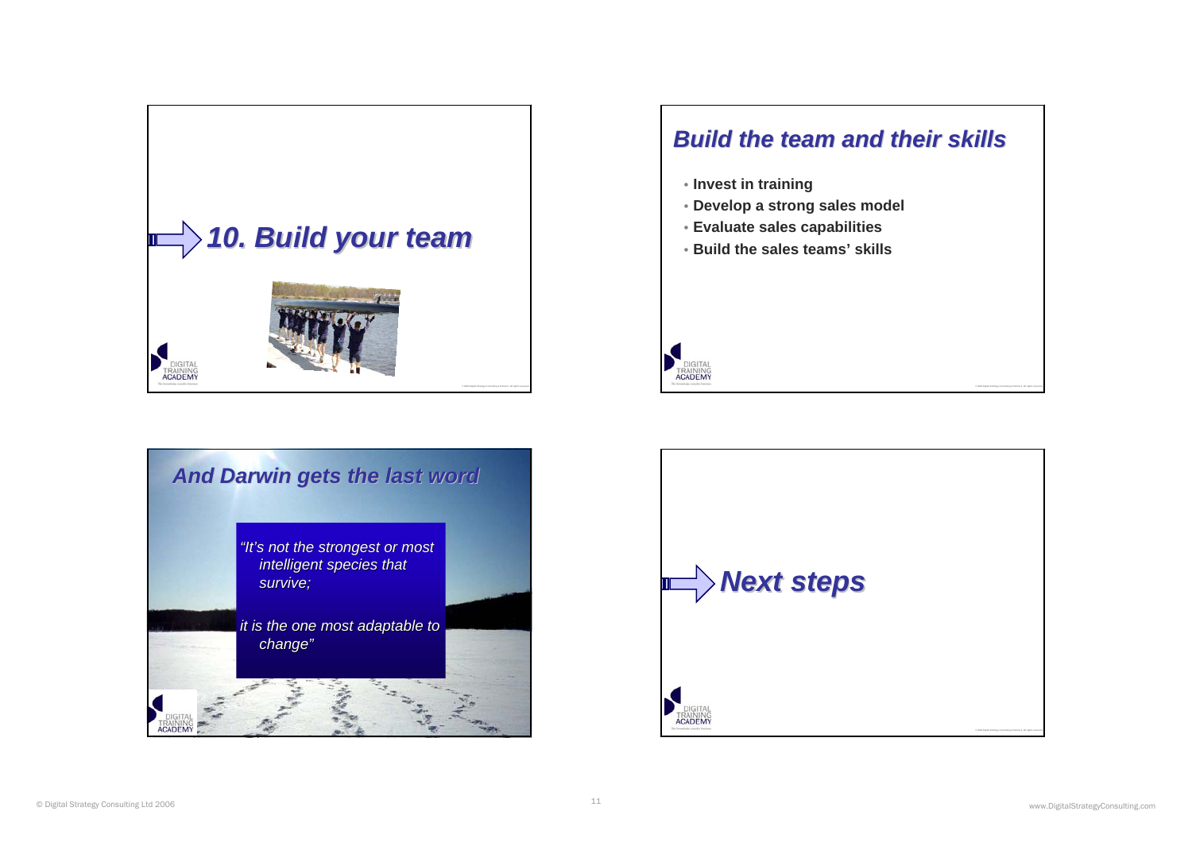## 10. Build your team

## Build the team and their skills

- Invest in training
- Develop a strong sales model
- Evaluate sales capabilities
- Build the sales teams' skills

## And Darwin gets the last word

*"It's not the strongest or most intelligent species that survive;*

*it is the one most adaptable to change"*

## Next steps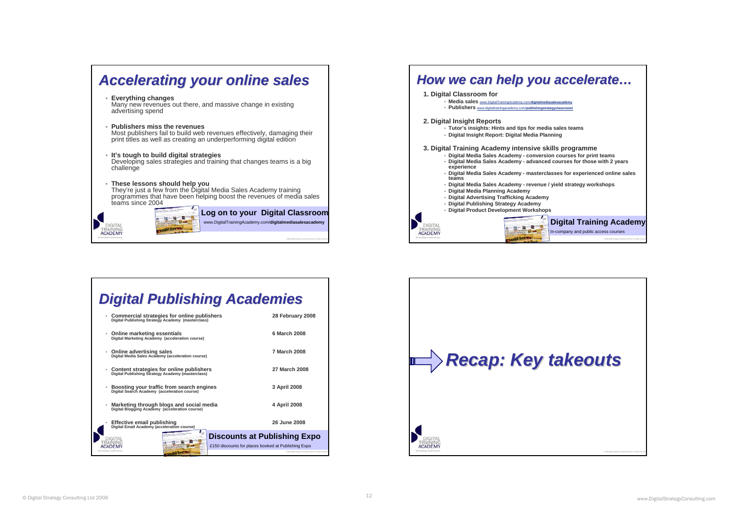# Accelerating your online sales

- **Everything changes**
  Many new revenues out there, and massive change in existing advertising spend
- **Publishers miss the revenues**
  Most publishers fail to build web revenues effectively, damaging their print titles as well as creating an underperforming digital edition
- **It's tough to build digital strategies**
  Developing sales strategies and training that changes teams is a big challenge
- **These lessons should help you**
  They're just a few from the Digital Media Sales Academy training programmes that have been helping boost the revenues of media sales teams since 2004

**Log on to your Digital Classroom**

www.DigitalTrainingAcademy.com/**digitalmediasalesacademy**

# How we can help you accelerate…

**1. Digital Classroom for**

- **Media sales** www.DigitalTrainingAcademy.com/**digitalmediasalesacademy**
- **Publishers** www.digitaltrainingacademy.com/**publishingstrategyclassroom/**

**2. Digital Insight Reports**

- **Tutor's insights: Hints and tips for media sales teams**
- **Digital Insight Report: Digital Media Planning**

**3. Digital Training Academy intensive skills programme**

- **Digital Media Sales Academy - conversion courses for print teams**
- **Digital Media Sales Academy - advanced courses for those with 2 years experience**
- **Digital Media Sales Academy - masterclasses for experienced online sales teams**
- **Digital Media Sales Academy - revenue / yield strategy workshops**
- **Digital Media Planning Academy**
- **Digital Advertising Trafficking Academy**
- **Digital Publishing Strategy Academy**
- **Digital Product Development Workshops**

**Digital Training Academy**

In-company and public access courses

# Digital Publishing Academies

| Course | Date |
|---|---|
| **Commercial strategies for online publishers** Digital Publishing Strategy Academy (masterclass) | 28 February 2008 |
| **Online marketing essentials** Digital Marketing Academy (acceleration course) | 6 March 2008 |
| **Online advertising sales** Digital Media Sales Academy (acceleration course) | 7 March 2008 |
| **Content strategies for online publishers** Digital Publishing Strategy Academy (masterclass) | 27 March 2008 |
| **Boosting your traffic from search engines** Digital Search Academy (acceleration course) | 3 April 2008 |
| **Marketing through blogs and social media** Digital Blogging Academy (acceleration course) | 4 April 2008 |
| **Effective email publishing** Digital Email Academy (acceleration course) | 26 June 2008 |

**Discounts at Publishing Expo**

£150 discounts for places booked at Publishing Expo

# Recap: Key takeouts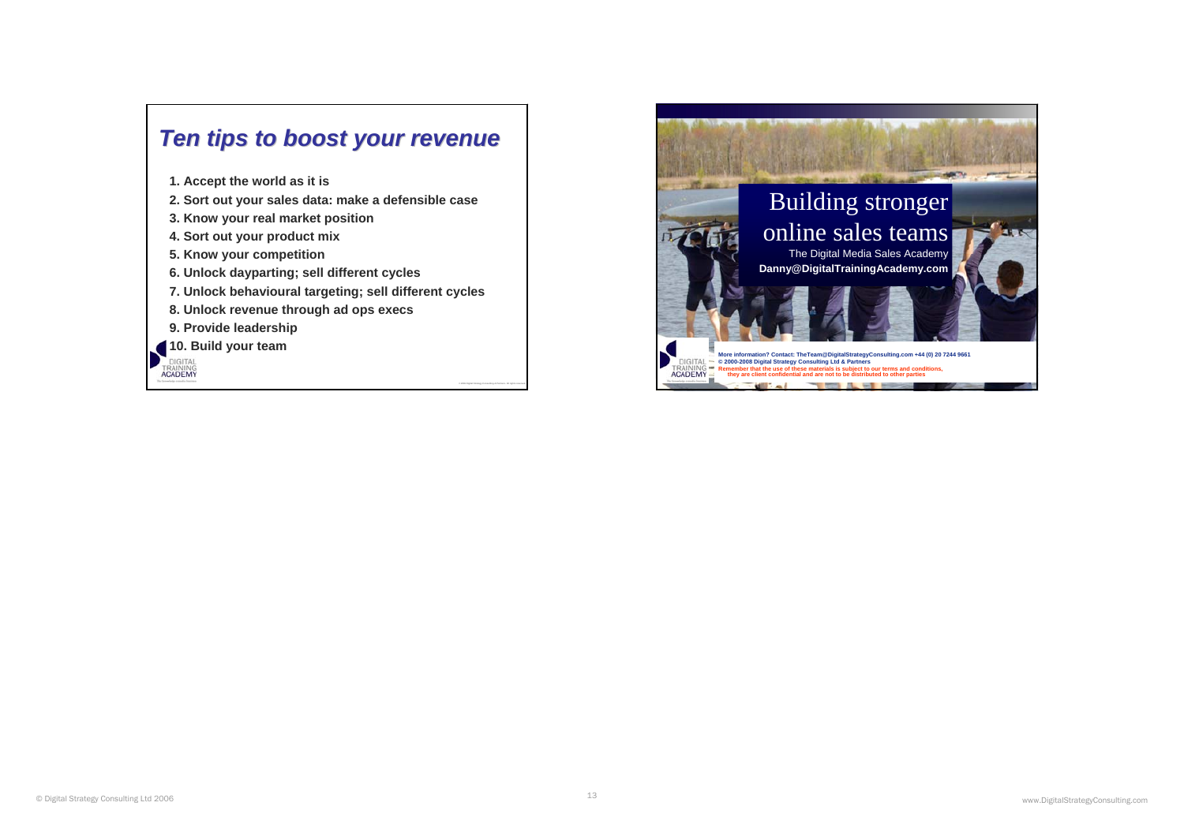## *Ten tips to boost your revenue*

1. Accept the world as it is
2. Sort out your sales data: make a defensible case
3. Know your real market position
4. Sort out your product mix
5. Know your competition
6. Unlock dayparting; sell different cycles
7. Unlock behavioural targeting; sell different cycles
8. Unlock revenue through ad ops execs
9. Provide leadership
10. Build your team

# Building stronger online sales teams

The Digital Media Sales Academy

**Danny@DigitalTrainingAcademy.com**

**More information? Contact: TheTeam@DigitalStrategyConsulting.com +44 (0) 20 7244 9661**
**© 2000-2008 Digital Strategy Consulting Ltd & Partners**
**Remember that the use of these materials is subject to our terms and conditions, they are client confidential and are not to be distributed to other parties**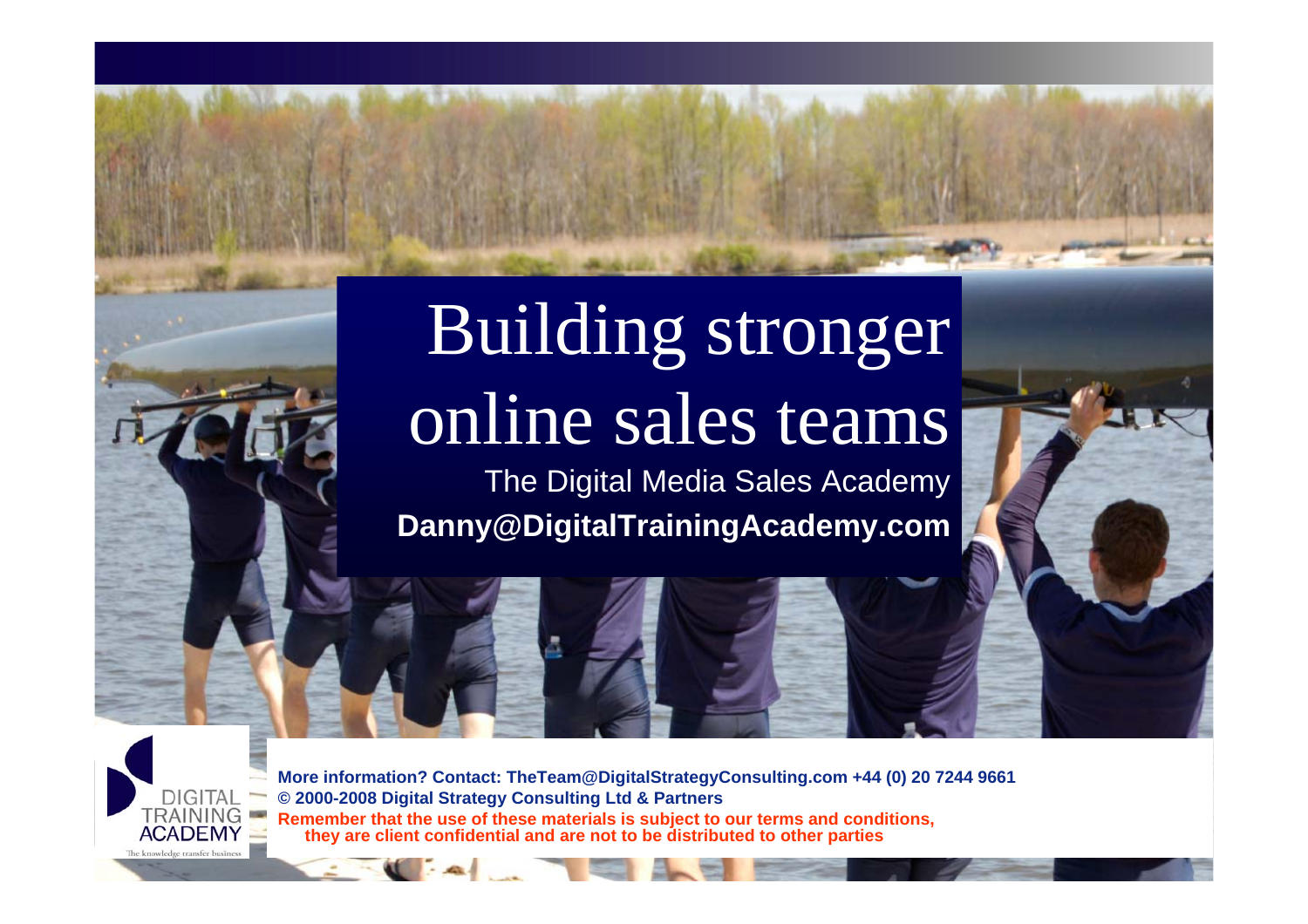# Building stronger online sales teams

The Digital Media Sales Academy

**Danny@DigitalTrainingAcademy.com**

DIGITAL TRAINING ACADEMY

The knowledge transfer business

**More information? Contact: TheTeam@DigitalStrategyConsulting.com +44 (0) 20 7244 9661**

**© 2000-2008 Digital Strategy Consulting Ltd & Partners**

**Remember that the use of these materials is subject to our terms and conditions, they are client confidential and are not to be distributed to other parties**